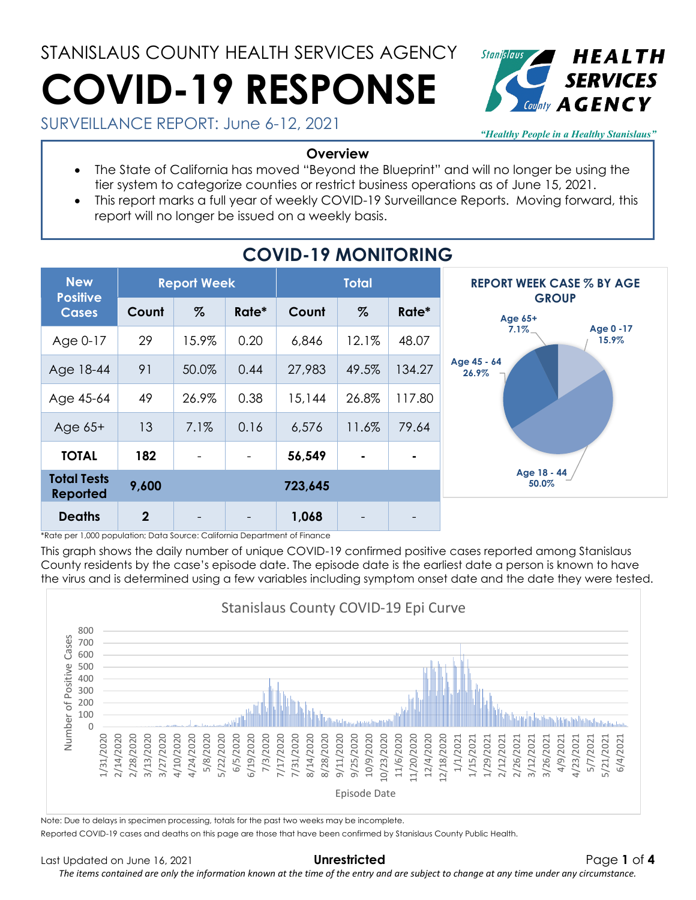STANISLAUS COUNTY HEALTH SERVICES AGENCY

# COVID-19 RESPONSE

SURVEILLANCE REPORT: June 6-12, 2021

*"Healthy People in a Healthy Stanislaus"*

**Overview**

- The State of California has moved "Beyond the Blueprint" and will no longer be using the tier system to categorize counties or restrict business operations as of June 15, 2021.
- This report marks a full year of weekly COVID-19 Surveillance Reports. Moving forward, this report will no longer be issued on a weekly basis.

## COVID-19 MONITORING

| New Positive Cases | Report Week | | | Total | | |
|---|---|---|---|---|---|---|
| | Count | % | Rate* | Count | % | Rate* |
| Age 0-17 | 29 | 15.9% | 0.20 | 6,846 | 12.1% | 48.07 |
| Age 18-44 | 91 | 50.0% | 0.44 | 27,983 | 49.5% | 134.27 |
| Age 45-64 | 49 | 26.9% | 0.38 | 15,144 | 26.8% | 117.80 |
| Age 65+ | 13 | 7.1% | 0.16 | 6,576 | 11.6% | 79.64 |
| **TOTAL** | **182** | - | - | **56,549** | - | - |
| **Total Tests Reported** | **9,600** | | | **723,645** | | |
| **Deaths** | **2** | - | - | **1,068** | - | - |

*Rate per 1,000 population; Data Source: California Department of Finance

**REPORT WEEK CASE % BY AGE GROUP**

- Age 0 -17: 15.9%
- Age 18 - 44: 50.0%
- Age 45 - 64: 26.9%
- Age 65+: 7.1%

This graph shows the daily number of unique COVID-19 confirmed positive cases reported among Stanislaus County residents by the case's episode date. The episode date is the earliest date a person is known to have the virus and is determined using a few variables including symptom onset date and the date they were tested.

**Stanislaus County COVID-19 Epi Curve**

Note: Due to delays in specimen processing, totals for the past two weeks may be incomplete.

Reported COVID-19 cases and deaths on this page are those that have been confirmed by Stanislaus County Public Health.

Last Updated on June 16, 2021

**Unrestricted**

*The items contained are only the information known at the time of the entry and are subject to change at any time under any circumstance.*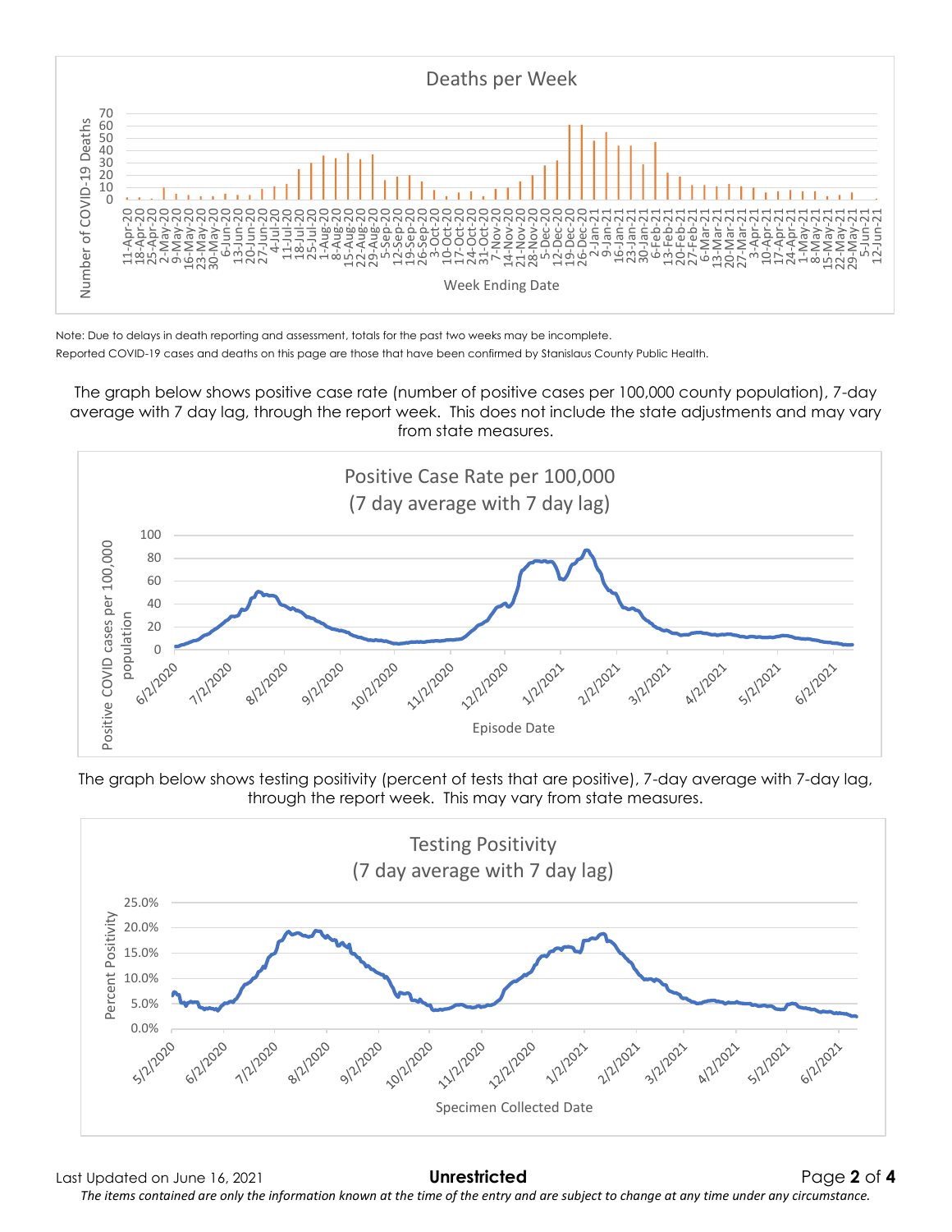Deaths per Week

Number of COVID-19 Deaths

Week Ending Date

Note: Due to delays in death reporting and assessment, totals for the past two weeks may be incomplete.

Reported COVID-19 cases and deaths on this page are those that have been confirmed by Stanislaus County Public Health.

The graph below shows positive case rate (number of positive cases per 100,000 county population), 7-day average with 7 day lag, through the report week. This does not include the state adjustments and may vary from state measures.

Positive Case Rate per 100,000
(7 day average with 7 day lag)

Positive COVID cases per 100,000 population

Episode Date

The graph below shows testing positivity (percent of tests that are positive), 7-day average with 7-day lag, through the report week. This may vary from state measures.

Testing Positivity
(7 day average with 7 day lag)

Percent Positivity

Specimen Collected Date

Last Updated on June 16, 2021

**Unrestricted**

*The items contained are only the information known at the time of the entry and are subject to change at any time under any circumstance.*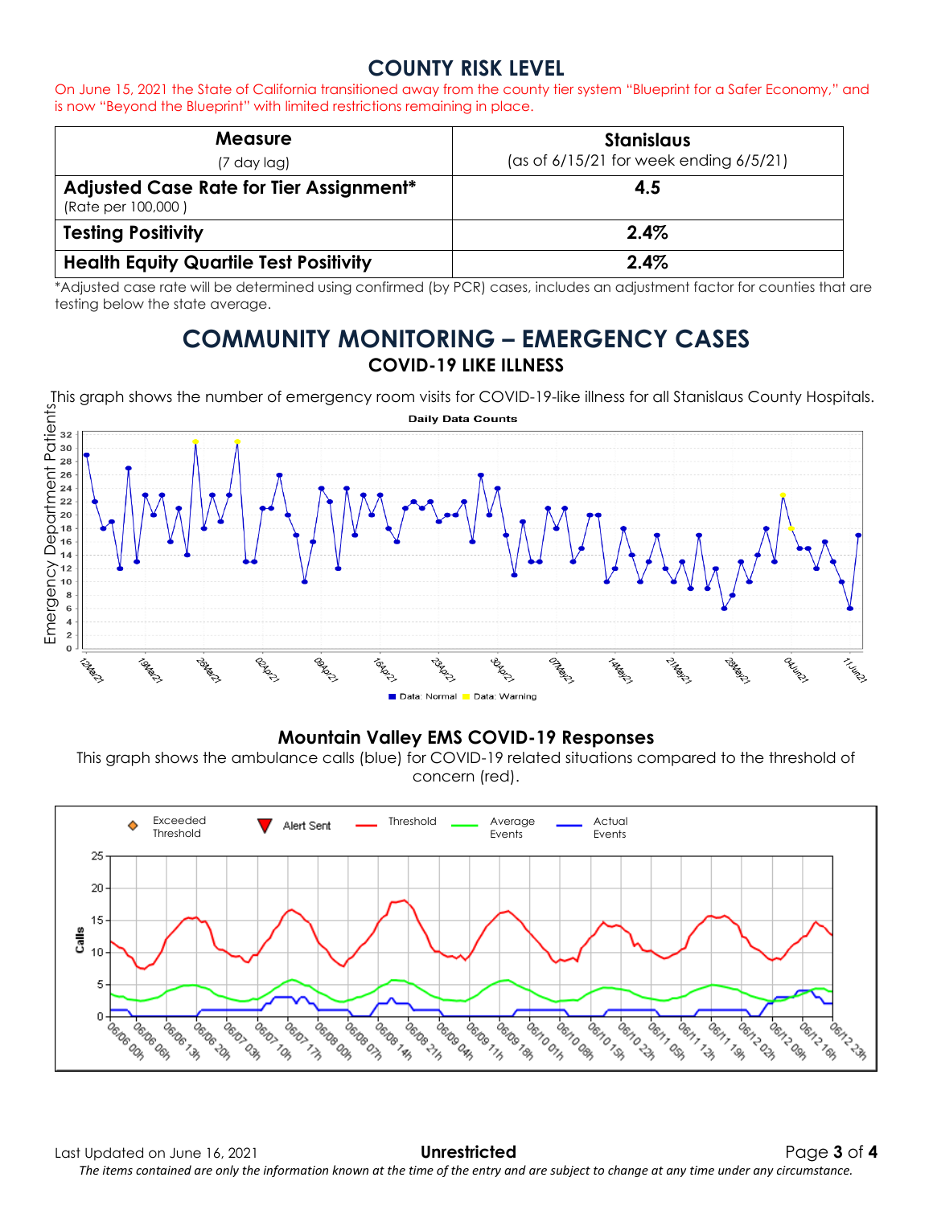# COUNTY RISK LEVEL

On June 15, 2021 the State of California transitioned away from the county tier system "Blueprint for a Safer Economy," and is now "Beyond the Blueprint" with limited restrictions remaining in place.

| **Measure** (7 day lag) | **Stanislaus** (as of 6/15/21 for week ending 6/5/21) |
|---|---|
| **Adjusted Case Rate for Tier Assignment*** (Rate per 100,000 ) | **4.5** |
| **Testing Positivity** | **2.4%** |
| **Health Equity Quartile Test Positivity** | **2.4%** |

*Adjusted case rate will be determined using confirmed (by PCR) cases, includes an adjustment factor for counties that are testing below the state average.

# COMMUNITY MONITORING – EMERGENCY CASES

## COVID-19 LIKE ILLNESS

This graph shows the number of emergency room visits for COVID-19-like illness for all Stanislaus County Hospitals.

## Mountain Valley EMS COVID-19 Responses

This graph shows the ambulance calls (blue) for COVID-19 related situations compared to the threshold of concern (red).

Last Updated on June 16, 2021

**Unrestricted**

*The items contained are only the information known at the time of the entry and are subject to change at any time under any circumstance.*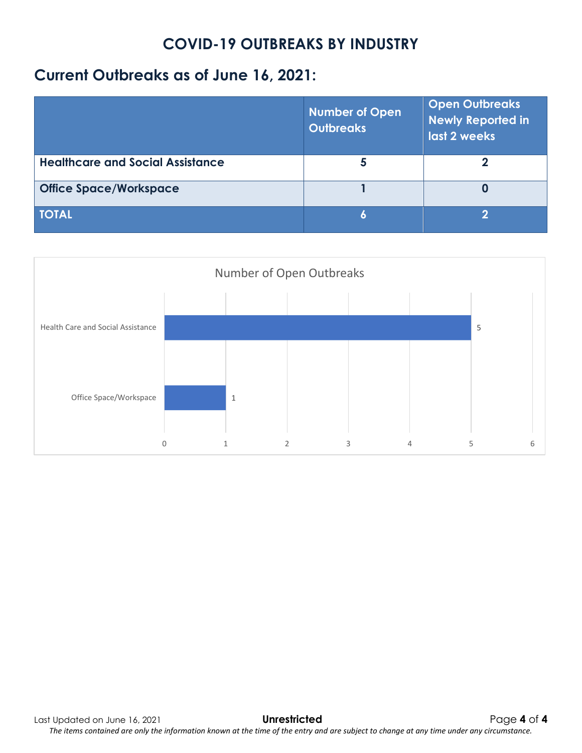# COVID-19 OUTBREAKS BY INDUSTRY

## Current Outbreaks as of June 16, 2021:

| | Number of Open Outbreaks | Open Outbreaks Newly Reported in last 2 weeks |
|---|---|---|
| **Healthcare and Social Assistance** | **5** | **2** |
| **Office Space/Workspace** | **1** | **0** |
| **TOTAL** | **6** | **2** |

Number of Open Outbreaks

Health Care and Social Assistance

5

Office Space/Workspace

1

0 1 2 3 4 5 6

*The items contained are only the information known at the time of the entry and are subject to change at any time under any circumstance.*